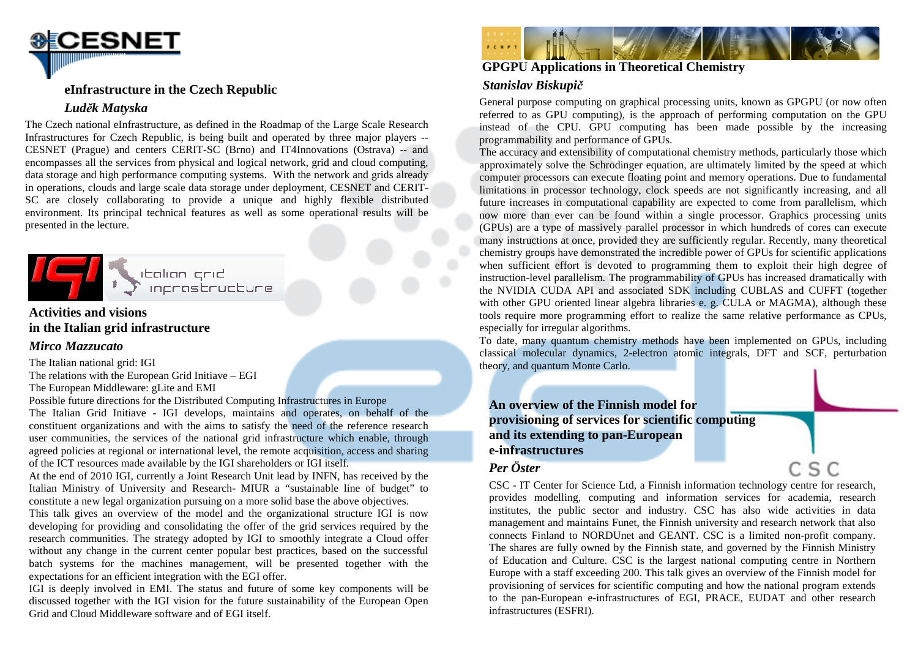## eInfrastructure in the Czech Republic

*Luděk Matyska*

The Czech national eInfrastructure, as defined in the Roadmap of the Large Scale Research Infrastructures for Czech Republic, is being built and operated by three major players -- CESNET (Prague) and centers CERIT-SC (Brno) and IT4Innovations (Ostrava) -- and encompasses all the services from physical and logical network, grid and cloud computing, data storage and high performance computing systems. With the network and grids already in operations, clouds and large scale data storage under deployment, CESNET and CERIT-SC are closely collaborating to provide a unique and highly flexible distributed environment. Its principal technical features as well as some operational results will be presented in the lecture.

## Activities and visions in the Italian grid infrastructure

*Mirco Mazzucato*

The Italian national grid: IGI

The relations with the European Grid Initiave – EGI

The European Middleware: gLite and EMI

Possible future directions for the Distributed Computing Infrastructures in Europe

The Italian Grid Initiave - IGI develops, maintains and operates, on behalf of the constituent organizations and with the aims to satisfy the need of the reference research user communities, the services of the national grid infrastructure which enable, through agreed policies at regional or international level, the remote acquisition, access and sharing of the ICT resources made available by the IGI shareholders or IGI itself.

At the end of 2010 IGI, currently a Joint Research Unit lead by INFN, has received by the Italian Ministry of University and Research- MIUR a "sustainable line of budget" to constitute a new legal organization pursuing on a more solid base the above objectives.

This talk gives an overview of the model and the organizational structure IGI is now developing for providing and consolidating the offer of the grid services required by the research communities. The strategy adopted by IGI to smoothly integrate a Cloud offer without any change in the current center popular best practices, based on the successful batch systems for the machines management, will be presented together with the expectations for an efficient integration with the EGI offer.

IGI is deeply involved in EMI. The status and future of some key components will be discussed together with the IGI vision for the future sustainability of the European Open Grid and Cloud Middleware software and of EGI itself.

## GPGPU Applications in Theoretical Chemistry

*Stanislav Biskupič*

General purpose computing on graphical processing units, known as GPGPU (or now often referred to as GPU computing), is the approach of performing computation on the GPU instead of the CPU. GPU computing has been made possible by the increasing programmability and performance of GPUs.

The accuracy and extensibility of computational chemistry methods, particularly those which approximately solve the Schrödinger equation, are ultimately limited by the speed at which computer processors can execute floating point and memory operations. Due to fundamental limitations in processor technology, clock speeds are not significantly increasing, and all future increases in computational capability are expected to come from parallelism, which now more than ever can be found within a single processor. Graphics processing units (GPUs) are a type of massively parallel processor in which hundreds of cores can execute many instructions at once, provided they are sufficiently regular. Recently, many theoretical chemistry groups have demonstrated the incredible power of GPUs for scientific applications when sufficient effort is devoted to programming them to exploit their high degree of instruction-level parallelism. The programmability of GPUs has increased dramatically with the NVIDIA CUDA API and associated SDK including CUBLAS and CUFFT (together with other GPU oriented linear algebra libraries e. g. CULA or MAGMA), although these tools require more programming effort to realize the same relative performance as CPUs, especially for irregular algorithms.

To date, many quantum chemistry methods have been implemented on GPUs, including classical molecular dynamics, 2-electron atomic integrals, DFT and SCF, perturbation theory, and quantum Monte Carlo.

## An overview of the Finnish model for provisioning of services for scientific computing and its extending to pan-European e-infrastructures

*Per Öster*

CSC - IT Center for Science Ltd, a Finnish information technology centre for research, provides modelling, computing and information services for academia, research institutes, the public sector and industry. CSC has also wide activities in data management and maintains Funet, the Finnish university and research network that also connects Finland to NORDUnet and GEANT. CSC is a limited non-profit company. The shares are fully owned by the Finnish state, and governed by the Finnish Ministry of Education and Culture. CSC is the largest national computing centre in Northern Europe with a staff exceeding 200. This talk gives an overview of the Finnish model for provisioning of services for scientific computing and how the national program extends to the pan-European e-infrastructures of EGI, PRACE, EUDAT and other research infrastructures (ESFRI).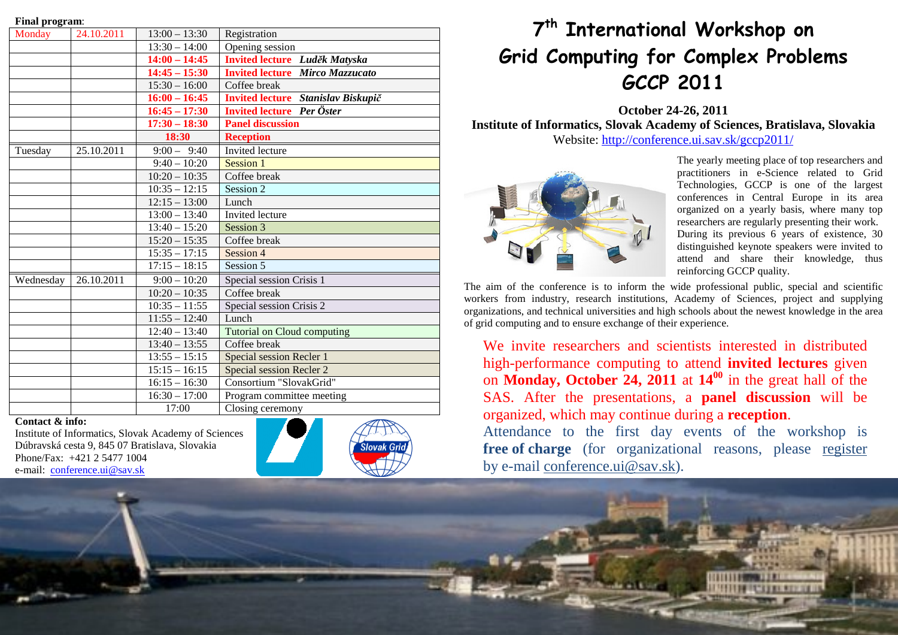**Final program**:

| | | | |
|---|---|---|---|
| Monday | 24.10.2011 | 13:00 – 13:30 | Registration |
| | | 13:30 – 14:00 | Opening session |
| | | **14:00 – 14:45** | **Invited lecture** ***Luděk Matyska*** |
| | | **14:45 – 15:30** | **Invited lecture** ***Mirco Mazzucato*** |
| | | 15:30 – 16:00 | Coffee break |
| | | **16:00 – 16:45** | **Invited lecture** ***Stanislav Biskupič*** |
| | | **16:45 – 17:30** | **Invited lecture** ***Per Öster*** |
| | | **17:30 – 18:30** | **Panel discussion** |
| | | **18:30** | **Reception** |
| Tuesday | 25.10.2011 | 9:00 – 9:40 | Invited lecture |
| | | 9:40 – 10:20 | Session 1 |
| | | 10:20 – 10:35 | Coffee break |
| | | 10:35 – 12:15 | Session 2 |
| | | 12:15 – 13:00 | Lunch |
| | | 13:00 – 13:40 | Invited lecture |
| | | 13:40 – 15:20 | Session 3 |
| | | 15:20 – 15:35 | Coffee break |
| | | 15:35 – 17:15 | Session 4 |
| | | 17:15 – 18:15 | Session 5 |
| Wednesday | 26.10.2011 | 9:00 – 10:20 | Special session Crisis 1 |
| | | 10:20 – 10:35 | Coffee break |
| | | 10:35 – 11:55 | Special session Crisis 2 |
| | | 11:55 – 12:40 | Lunch |
| | | 12:40 – 13:40 | Tutorial on Cloud computing |
| | | 13:40 – 13:55 | Coffee break |
| | | 13:55 – 15:15 | Special session Recler 1 |
| | | 15:15 – 16:15 | Special session Recler 2 |
| | | 16:15 – 16:30 | Consortium "SlovakGrid" |
| | | 16:30 – 17:00 | Program committee meeting |
| | | 17:00 | Closing ceremony |

**Contact & info:**

Institute of Informatics, Slovak Academy of Sciences
Dúbravská cesta 9, 845 07 Bratislava, Slovakia
Phone/Fax: +421 2 5477 1004
e-mail: conference.ui@sav.sk

Slovak Grid

# 7th International Workshop on Grid Computing for Complex Problems GCCP 2011

**October 24-26, 2011**
**Institute of Informatics, Slovak Academy of Sciences, Bratislava, Slovakia**
Website: http://conference.ui.sav.sk/gccp2011/

The yearly meeting place of top researchers and practitioners in e-Science related to Grid Technologies, GCCP is one of the largest conferences in Central Europe in its area organized on a yearly basis, where many top researchers are regularly presenting their work. During its previous 6 years of existence, 30 distinguished keynote speakers were invited to attend and share their knowledge, thus reinforcing GCCP quality.

The aim of the conference is to inform the wide professional public, special and scientific workers from industry, research institutions, Academy of Sciences, project and supplying organizations, and technical universities and high schools about the newest knowledge in the area of grid computing and to ensure exchange of their experience.

We invite researchers and scientists interested in distributed high-performance computing to attend **invited lectures** given on **Monday, October 24, 2011** at **14[00]** in the great hall of the SAS. After the presentations, a **panel discussion** will be organized, which may continue during a **reception**.

Attendance to the first day events of the workshop is **free of charge** (for organizational reasons, please register by e-mail conference.ui@sav.sk).